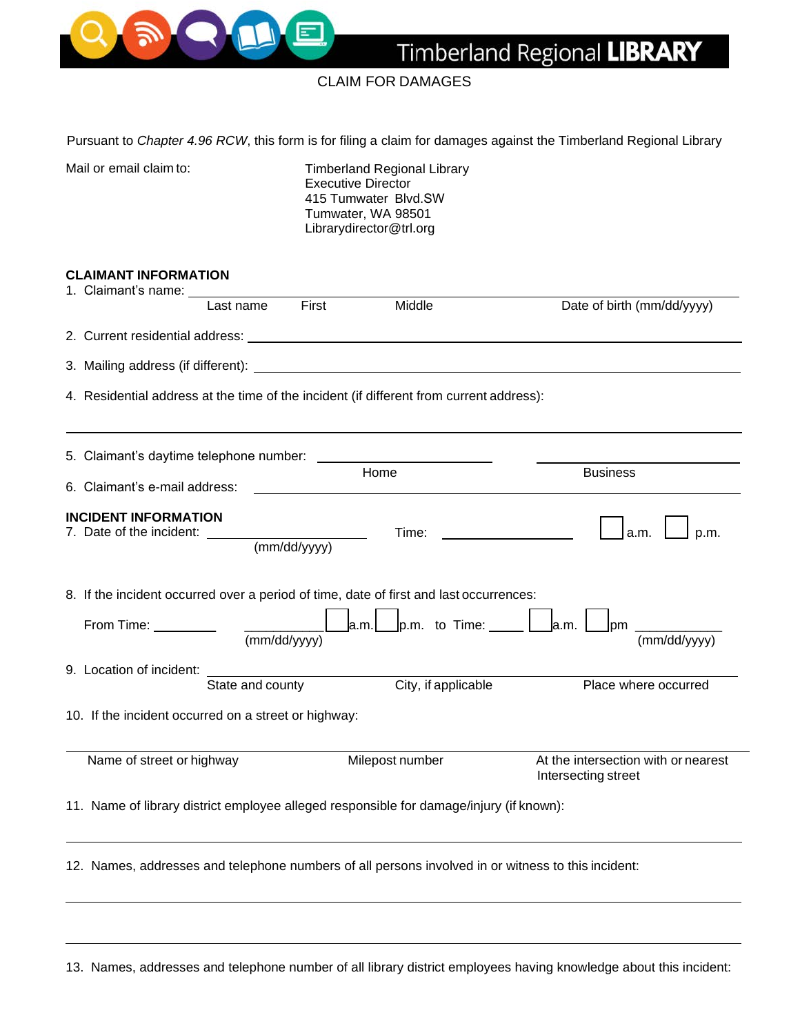Timberland Regional **LIBRARY**

CLAIM FOR DAMAGES

Pursuant to *Chapter 4.96 RCW*, this form is for filing a claim for damages against the Timberland Regional Library

Mail or email claim to:

Timberland Regional Library
Executive Director
415 Tumwater Blvd.SW
Tumwater, WA 98501
Librarydirector@trl.org

**CLAIMANT INFORMATION**

1. Claimant's name: ______________________________
   Last name First Middle Date of birth (mm/dd/yyyy)

2. Current residential address: ______________________________

3. Mailing address (if different): ______________________________

4. Residential address at the time of the incident (if different from current address):

______________________________

5. Claimant's daytime telephone number: ______________ Home ______________ Business

6. Claimant's e-mail address: ______________________________

**INCIDENT INFORMATION**

7. Date of the incident: ______________ (mm/dd/yyyy) Time: ______________ ☐ a.m. ☐ p.m.

8. If the incident occurred over a period of time, date of first and last occurrences:

   From Time: ________ ________ (mm/dd/yyyy) ☐ a.m. ☐ p.m. to Time: ________ ☐ a.m. ☐ pm ________ (mm/dd/yyyy)

9. Location of incident: ______________________________
   State and county City, if applicable Place where occurred

10. If the incident occurred on a street or highway:

______________________________
Name of street or highway Milepost number At the intersection with or nearest Intersecting street

11. Name of library district employee alleged responsible for damage/injury (if known):

______________________________

12. Names, addresses and telephone numbers of all persons involved in or witness to this incident:

______________________________

______________________________

13. Names, addresses and telephone number of all library district employees having knowledge about this incident: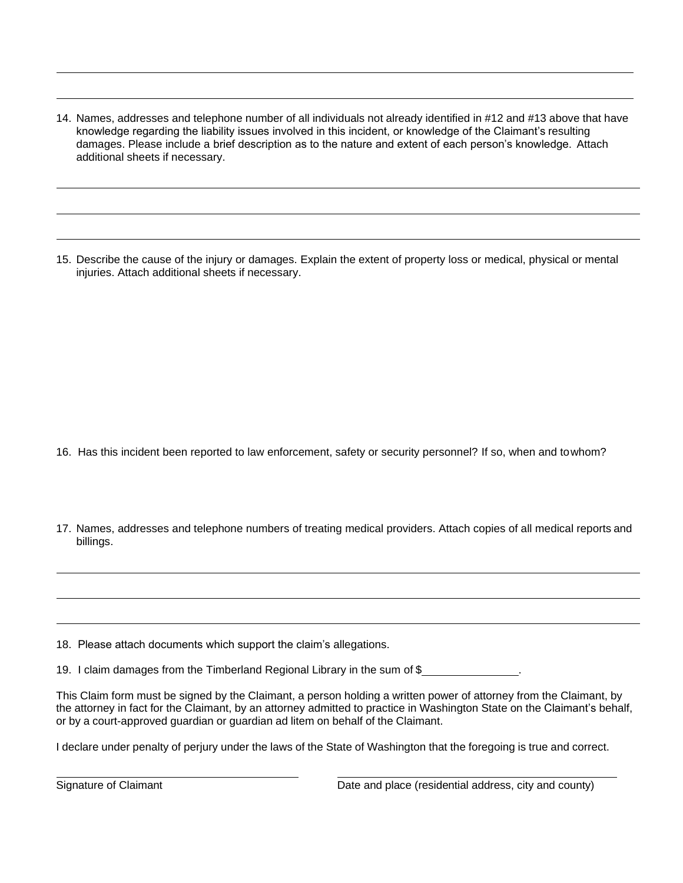14. Names, addresses and telephone number of all individuals not already identified in #12 and #13 above that have knowledge regarding the liability issues involved in this incident, or knowledge of the Claimant's resulting damages. Please include a brief description as to the nature and extent of each person's knowledge. Attach additional sheets if necessary.

15. Describe the cause of the injury or damages. Explain the extent of property loss or medical, physical or mental injuries. Attach additional sheets if necessary.

16. Has this incident been reported to law enforcement, safety or security personnel? If so, when and to whom?

17. Names, addresses and telephone numbers of treating medical providers. Attach copies of all medical reports and billings.

18. Please attach documents which support the claim's allegations.

19. I claim damages from the Timberland Regional Library in the sum of $________________.

This Claim form must be signed by the Claimant, a person holding a written power of attorney from the Claimant, by the attorney in fact for the Claimant, by an attorney admitted to practice in Washington State on the Claimant's behalf, or by a court-approved guardian or guardian ad litem on behalf of the Claimant.

I declare under penalty of perjury under the laws of the State of Washington that the foregoing is true and correct.

______________________________ Signature of Claimant

______________________________ Date and place (residential address, city and county)